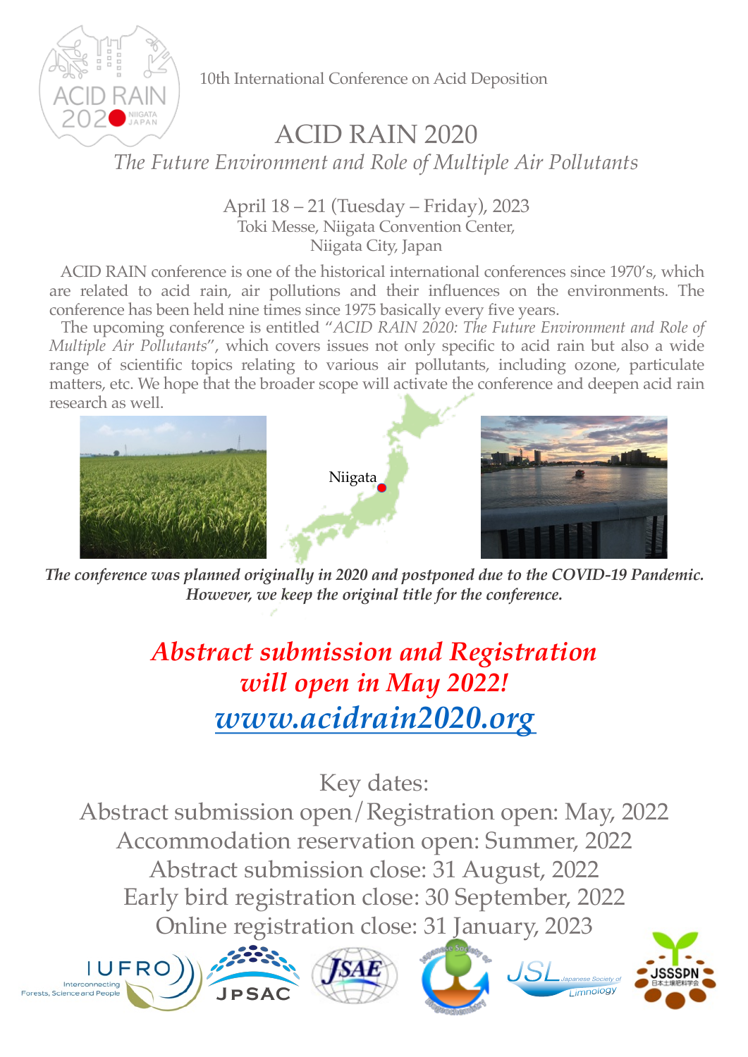10th International Conference on Acid Deposition

# ACID RAIN 2020

## *The Future Environment and Role of Multiple Air Pollutants*

April 18 – 21 (Tuesday – Friday), 2023
Toki Messe, Niigata Convention Center,
Niigata City, Japan

ACID RAIN conference is one of the historical international conferences since 1970's, which are related to acid rain, air pollutions and their influences on the environments. The conference has been held nine times since 1975 basically every five years.

The upcoming conference is entitled "*ACID RAIN 2020: The Future Environment and Role of Multiple Air Pollutants*", which covers issues not only specific to acid rain but also a wide range of scientific topics relating to various air pollutants, including ozone, particulate matters, etc. We hope that the broader scope will activate the conference and deepen acid rain research as well.

Niigata

***The conference was planned originally in 2020 and postponed due to the COVID-19 Pandemic. However, we keep the original title for the conference.***

## *Abstract submission and Registration will open in May 2022!*

## *www.acidrain2020.org*

Key dates:

Abstract submission open/Registration open: May, 2022
Accommodation reservation open: Summer, 2022
Abstract submission close: 31 August, 2022
Early bird registration close: 30 September, 2022
Online registration close: 31 January, 2023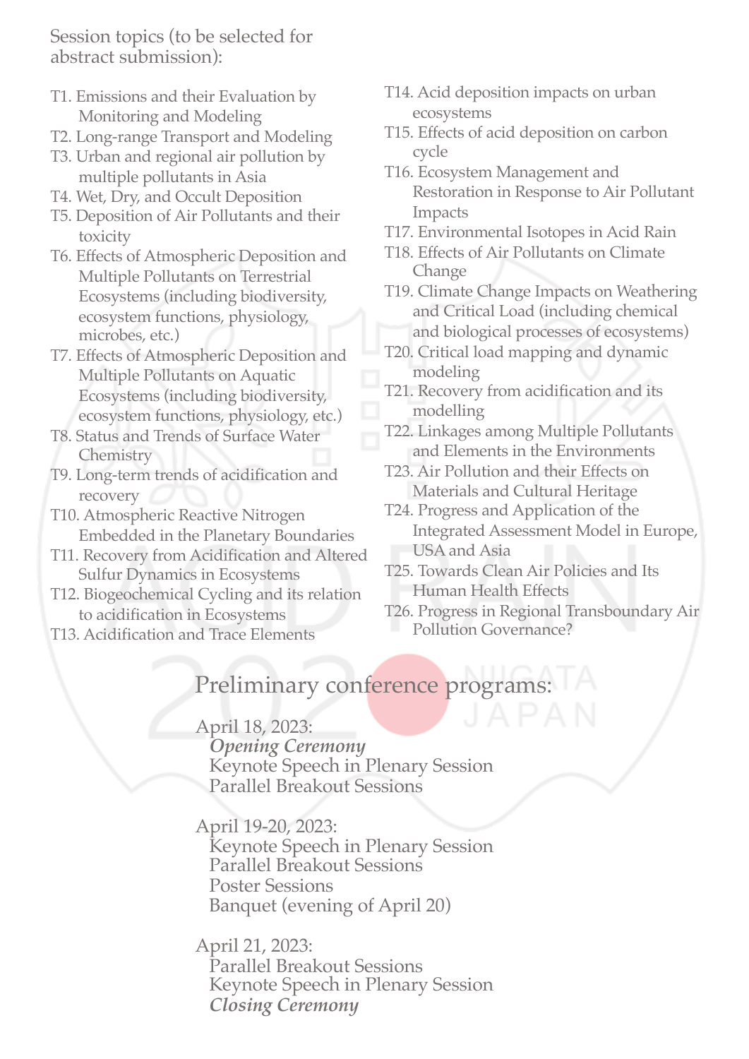Session topics (to be selected for abstract submission):

- T1. Emissions and their Evaluation by Monitoring and Modeling
- T2. Long-range Transport and Modeling
- T3. Urban and regional air pollution by multiple pollutants in Asia
- T4. Wet, Dry, and Occult Deposition
- T5. Deposition of Air Pollutants and their toxicity
- T6. Effects of Atmospheric Deposition and Multiple Pollutants on Terrestrial Ecosystems (including biodiversity, ecosystem functions, physiology, microbes, etc.)
- T7. Effects of Atmospheric Deposition and Multiple Pollutants on Aquatic Ecosystems (including biodiversity, ecosystem functions, physiology, etc.)
- T8. Status and Trends of Surface Water Chemistry
- T9. Long-term trends of acidification and recovery
- T10. Atmospheric Reactive Nitrogen Embedded in the Planetary Boundaries
- T11. Recovery from Acidification and Altered Sulfur Dynamics in Ecosystems
- T12. Biogeochemical Cycling and its relation to acidification in Ecosystems
- T13. Acidification and Trace Elements
- T14. Acid deposition impacts on urban ecosystems
- T15. Effects of acid deposition on carbon cycle
- T16. Ecosystem Management and Restoration in Response to Air Pollutant Impacts
- T17. Environmental Isotopes in Acid Rain
- T18. Effects of Air Pollutants on Climate Change
- T19. Climate Change Impacts on Weathering and Critical Load (including chemical and biological processes of ecosystems)
- T20. Critical load mapping and dynamic modeling
- T21. Recovery from acidification and its modelling
- T22. Linkages among Multiple Pollutants and Elements in the Environments
- T23. Air Pollution and their Effects on Materials and Cultural Heritage
- T24. Progress and Application of the Integrated Assessment Model in Europe, USA and Asia
- T25. Towards Clean Air Policies and Its Human Health Effects
- T26. Progress in Regional Transboundary Air Pollution Governance?

## Preliminary conference programs:

April 18, 2023:
*Opening Ceremony*
Keynote Speech in Plenary Session
Parallel Breakout Sessions

April 19-20, 2023:
Keynote Speech in Plenary Session
Parallel Breakout Sessions
Poster Sessions
Banquet (evening of April 20)

April 21, 2023:
Parallel Breakout Sessions
Keynote Speech in Plenary Session
*Closing Ceremony*